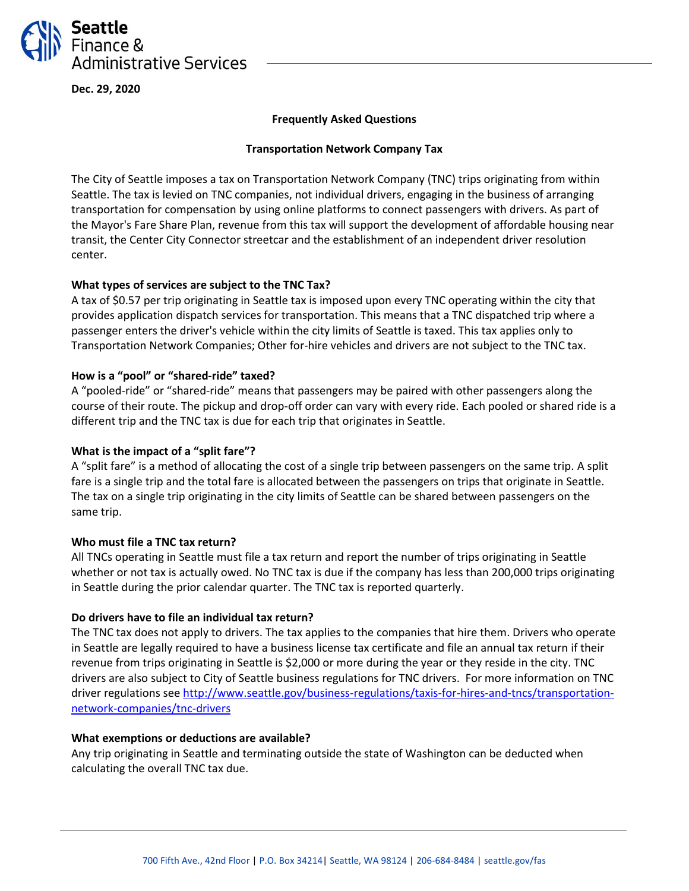# Seattle Finance & Administrative Services

**Dec. 29, 2020**

## Frequently Asked Questions

## Transportation Network Company Tax

The City of Seattle imposes a tax on Transportation Network Company (TNC) trips originating from within Seattle. The tax is levied on TNC companies, not individual drivers, engaging in the business of arranging transportation for compensation by using online platforms to connect passengers with drivers. As part of the Mayor's Fare Share Plan, revenue from this tax will support the development of affordable housing near transit, the Center City Connector streetcar and the establishment of an independent driver resolution center.

### What types of services are subject to the TNC Tax?

A tax of $0.57 per trip originating in Seattle tax is imposed upon every TNC operating within the city that provides application dispatch services for transportation. This means that a TNC dispatched trip where a passenger enters the driver's vehicle within the city limits of Seattle is taxed. This tax applies only to Transportation Network Companies; Other for-hire vehicles and drivers are not subject to the TNC tax.

### How is a "pool" or "shared-ride" taxed?

A "pooled-ride" or "shared-ride" means that passengers may be paired with other passengers along the course of their route. The pickup and drop-off order can vary with every ride. Each pooled or shared ride is a different trip and the TNC tax is due for each trip that originates in Seattle.

### What is the impact of a "split fare"?

A "split fare" is a method of allocating the cost of a single trip between passengers on the same trip. A split fare is a single trip and the total fare is allocated between the passengers on trips that originate in Seattle. The tax on a single trip originating in the city limits of Seattle can be shared between passengers on the same trip.

### Who must file a TNC tax return?

All TNCs operating in Seattle must file a tax return and report the number of trips originating in Seattle whether or not tax is actually owed. No TNC tax is due if the company has less than 200,000 trips originating in Seattle during the prior calendar quarter. The TNC tax is reported quarterly.

### Do drivers have to file an individual tax return?

The TNC tax does not apply to drivers. The tax applies to the companies that hire them. Drivers who operate in Seattle are legally required to have a business license tax certificate and file an annual tax return if their revenue from trips originating in Seattle is $2,000 or more during the year or they reside in the city. TNC drivers are also subject to City of Seattle business regulations for TNC drivers. For more information on TNC driver regulations see [http://www.seattle.gov/business-regulations/taxis-for-hires-and-tncs/transportation-network-companies/tnc-drivers](http://www.seattle.gov/business-regulations/taxis-for-hires-and-tncs/transportation-network-companies/tnc-drivers)

### What exemptions or deductions are available?

Any trip originating in Seattle and terminating outside the state of Washington can be deducted when calculating the overall TNC tax due.

700 Fifth Ave., 42nd Floor | P.O. Box 34214 | Seattle, WA 98124 | 206-684-8484 | seattle.gov/fas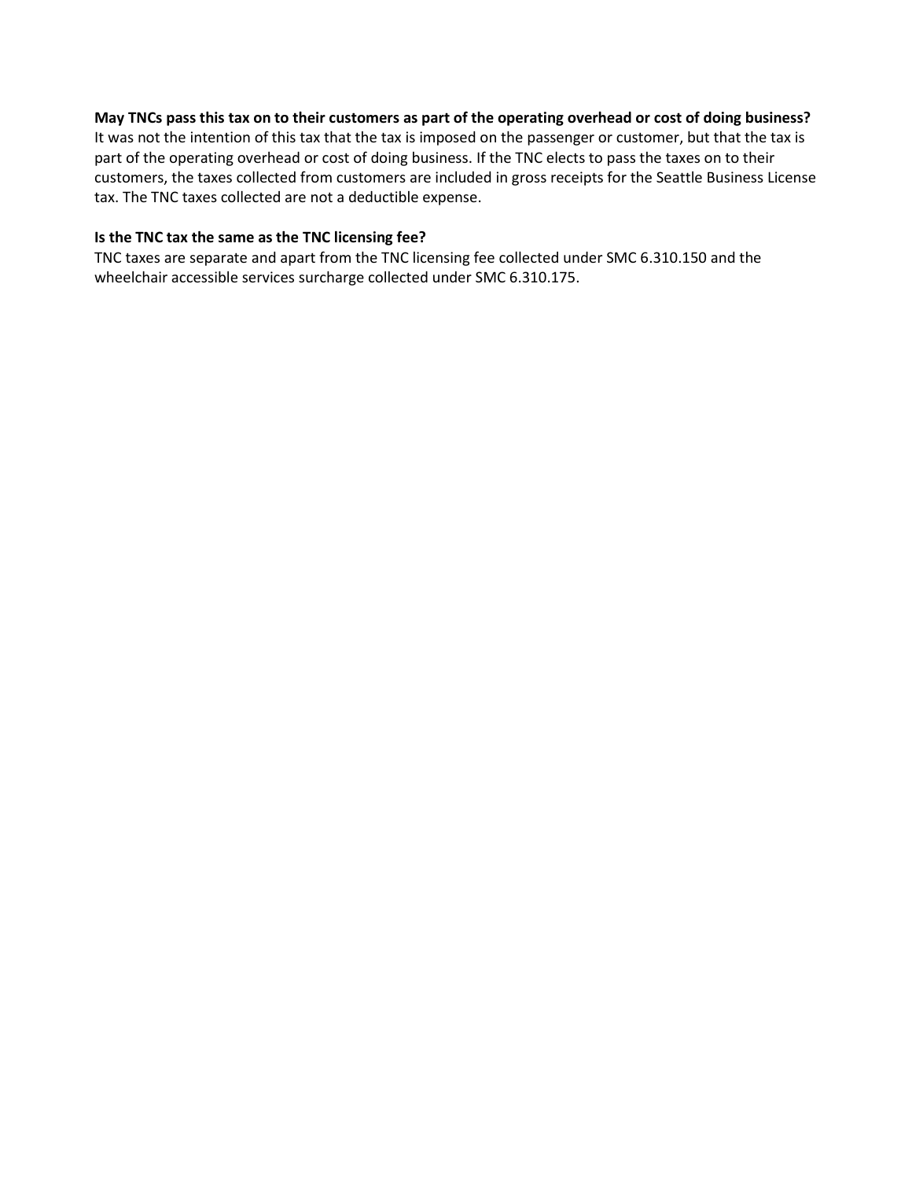**May TNCs pass this tax on to their customers as part of the operating overhead or cost of doing business?**

It was not the intention of this tax that the tax is imposed on the passenger or customer, but that the tax is part of the operating overhead or cost of doing business. If the TNC elects to pass the taxes on to their customers, the taxes collected from customers are included in gross receipts for the Seattle Business License tax. The TNC taxes collected are not a deductible expense.

**Is the TNC tax the same as the TNC licensing fee?**

TNC taxes are separate and apart from the TNC licensing fee collected under SMC 6.310.150 and the wheelchair accessible services surcharge collected under SMC 6.310.175.